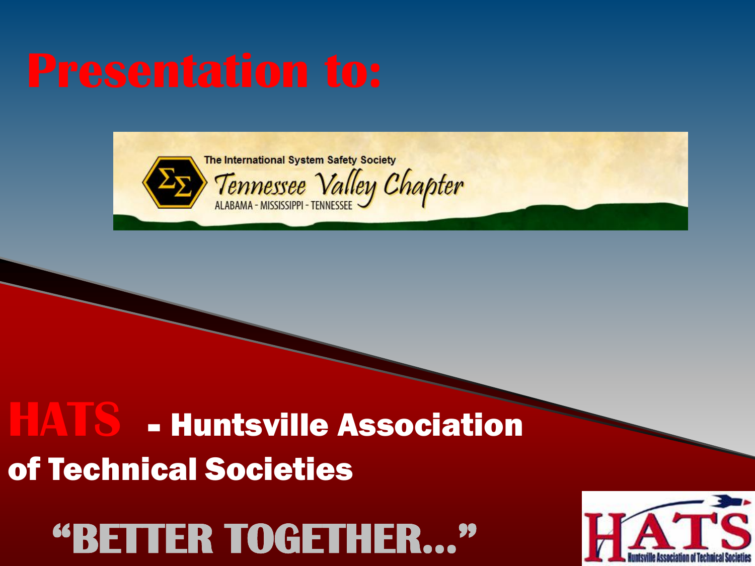# Presentation to:

The International System Safety Society

Tennessee Valley Chapter

ALABAMA - MISSISSIPPI - TENNESSEE

## HATS - Huntsville Association of Technical Societies

## "BETTER TOGETHER..."

HATS

Huntsville Association of Technical Societies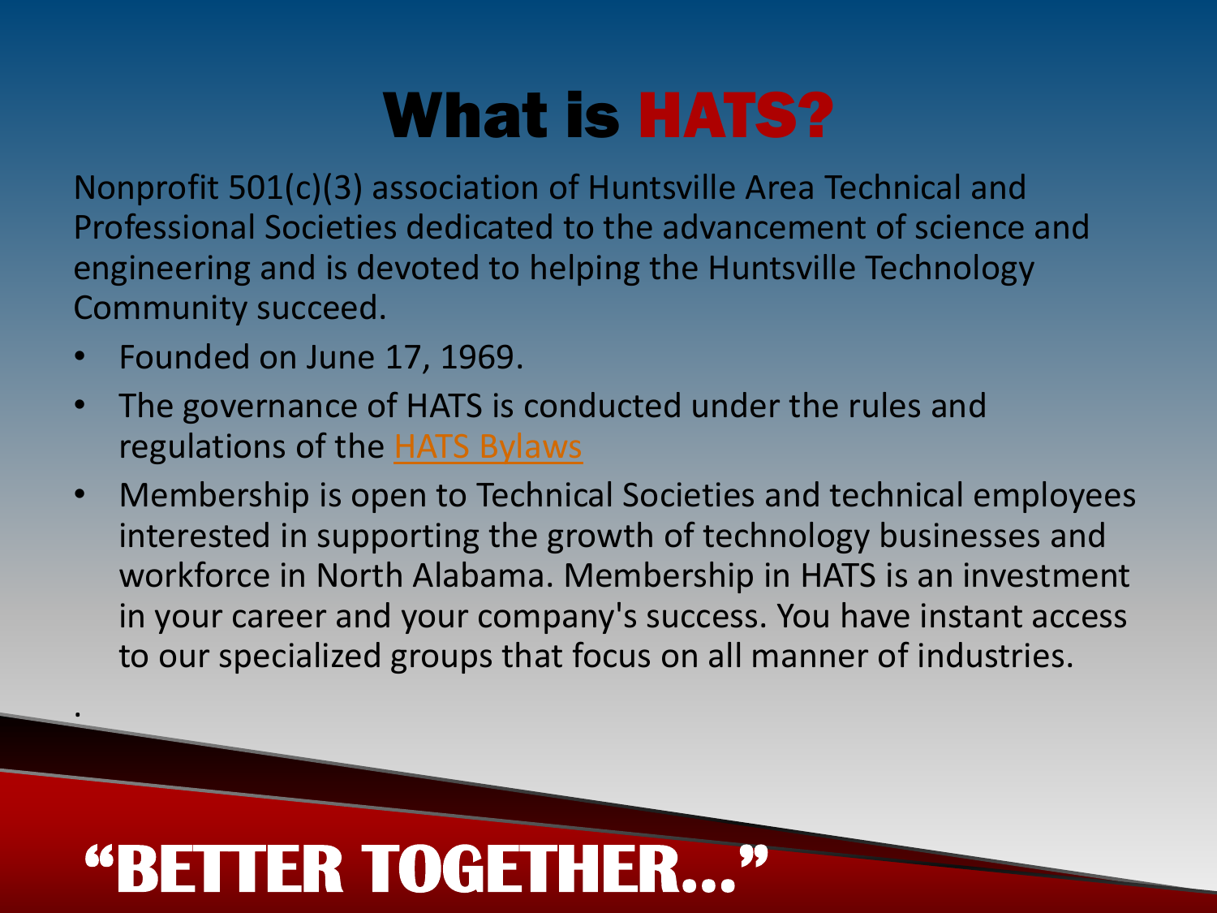# What is HATS?

Nonprofit 501(c)(3) association of Huntsville Area Technical and Professional Societies dedicated to the advancement of science and engineering and is devoted to helping the Huntsville Technology Community succeed.

- Founded on June 17, 1969.
- The governance of HATS is conducted under the rules and regulations of the HATS Bylaws
- Membership is open to Technical Societies and technical employees interested in supporting the growth of technology businesses and workforce in North Alabama. Membership in HATS is an investment in your career and your company's success. You have instant access to our specialized groups that focus on all manner of industries.

.

**"BETTER TOGETHER…"**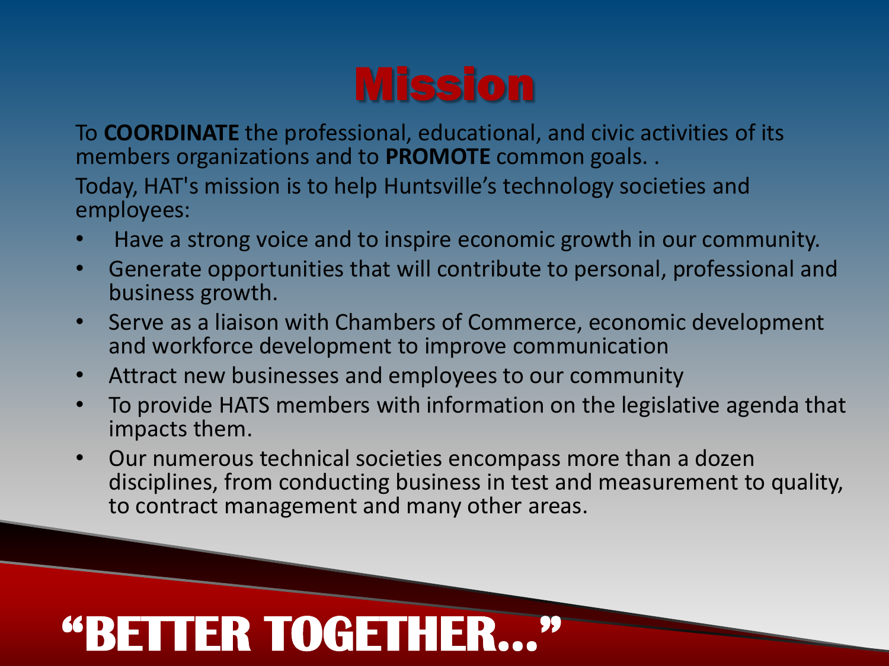# Mission

To **COORDINATE** the professional, educational, and civic activities of its members organizations and to **PROMOTE** common goals. .

Today, HAT's mission is to help Huntsville's technology societies and employees:

- Have a strong voice and to inspire economic growth in our community.
- Generate opportunities that will contribute to personal, professional and business growth.
- Serve as a liaison with Chambers of Commerce, economic development and workforce development to improve communication
- Attract new businesses and employees to our community
- To provide HATS members with information on the legislative agenda that impacts them.
- Our numerous technical societies encompass more than a dozen disciplines, from conducting business in test and measurement to quality, to contract management and many other areas.

**"BETTER TOGETHER…"**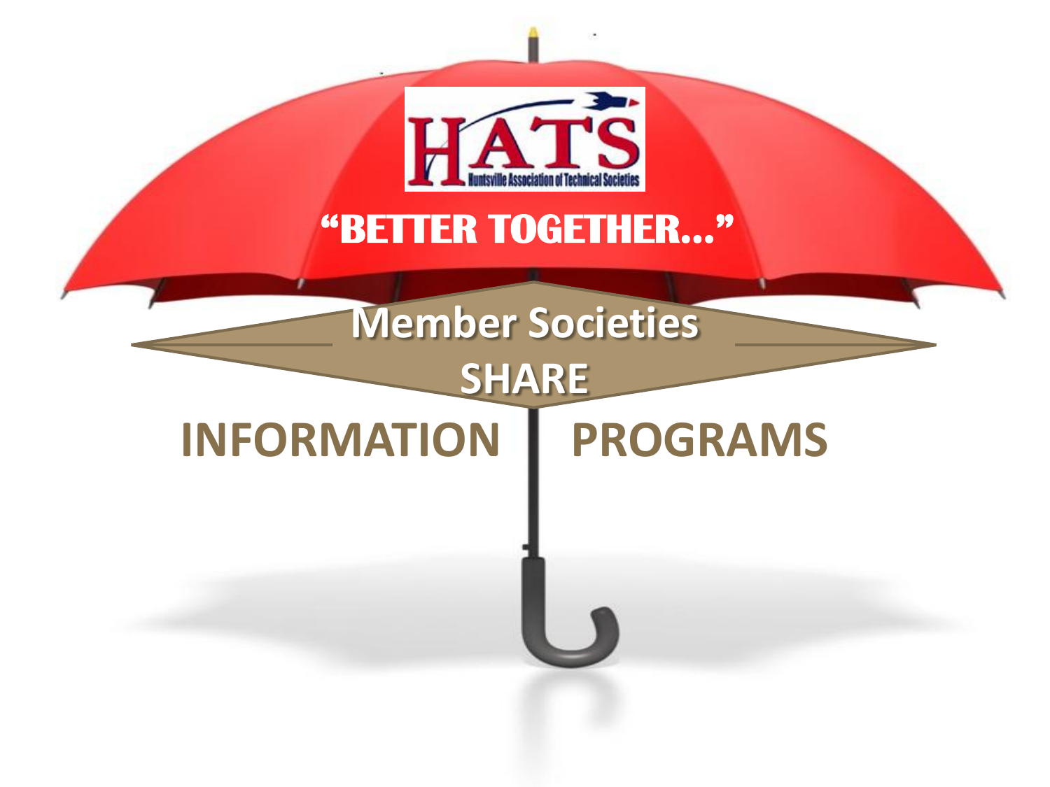HATS

Huntsville Association of Technical Societies

**"BETTER TOGETHER…"**

**Member Societies**

**SHARE**

**INFORMATION**

**PROGRAMS**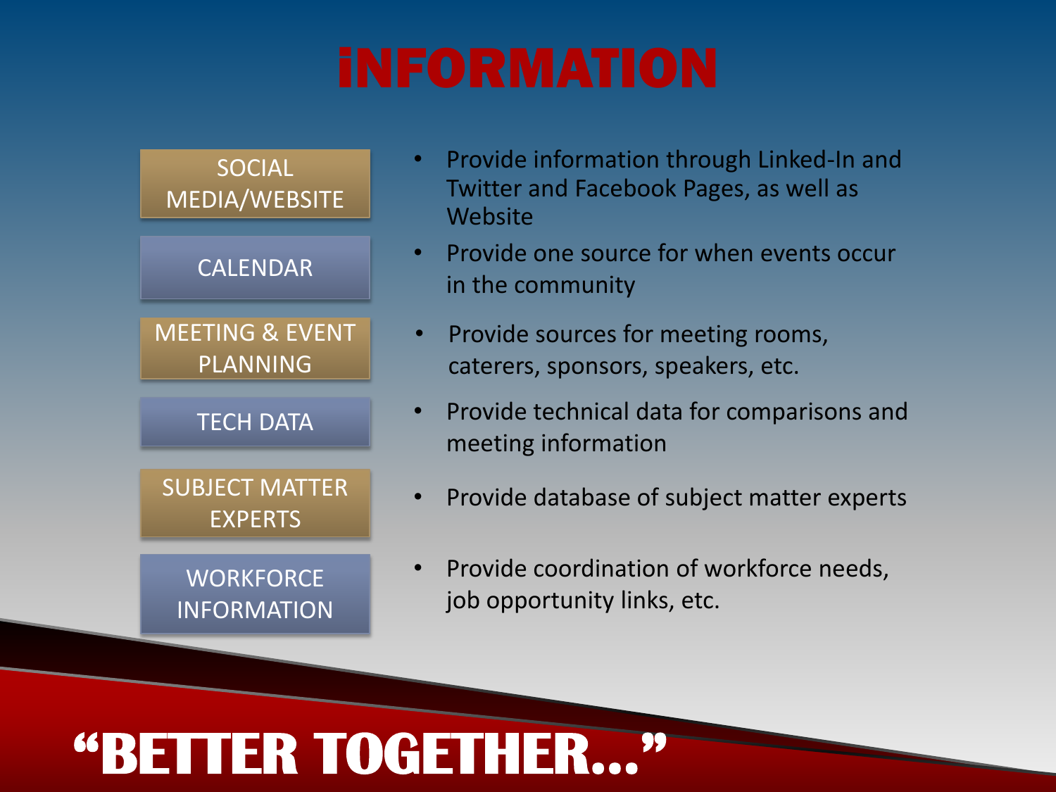# iNFORMATION

| | |
|---|---|
| SOCIAL MEDIA/WEBSITE | Provide information through Linked-In and Twitter and Facebook Pages, as well as Website |
| CALENDAR | Provide one source for when events occur in the community |
| MEETING & EVENT PLANNING | Provide sources for meeting rooms, caterers, sponsors, speakers, etc. |
| TECH DATA | Provide technical data for comparisons and meeting information |
| SUBJECT MATTER EXPERTS | Provide database of subject matter experts |
| WORKFORCE INFORMATION | Provide coordination of workforce needs, job opportunity links, etc. |

**"BETTER TOGETHER…"**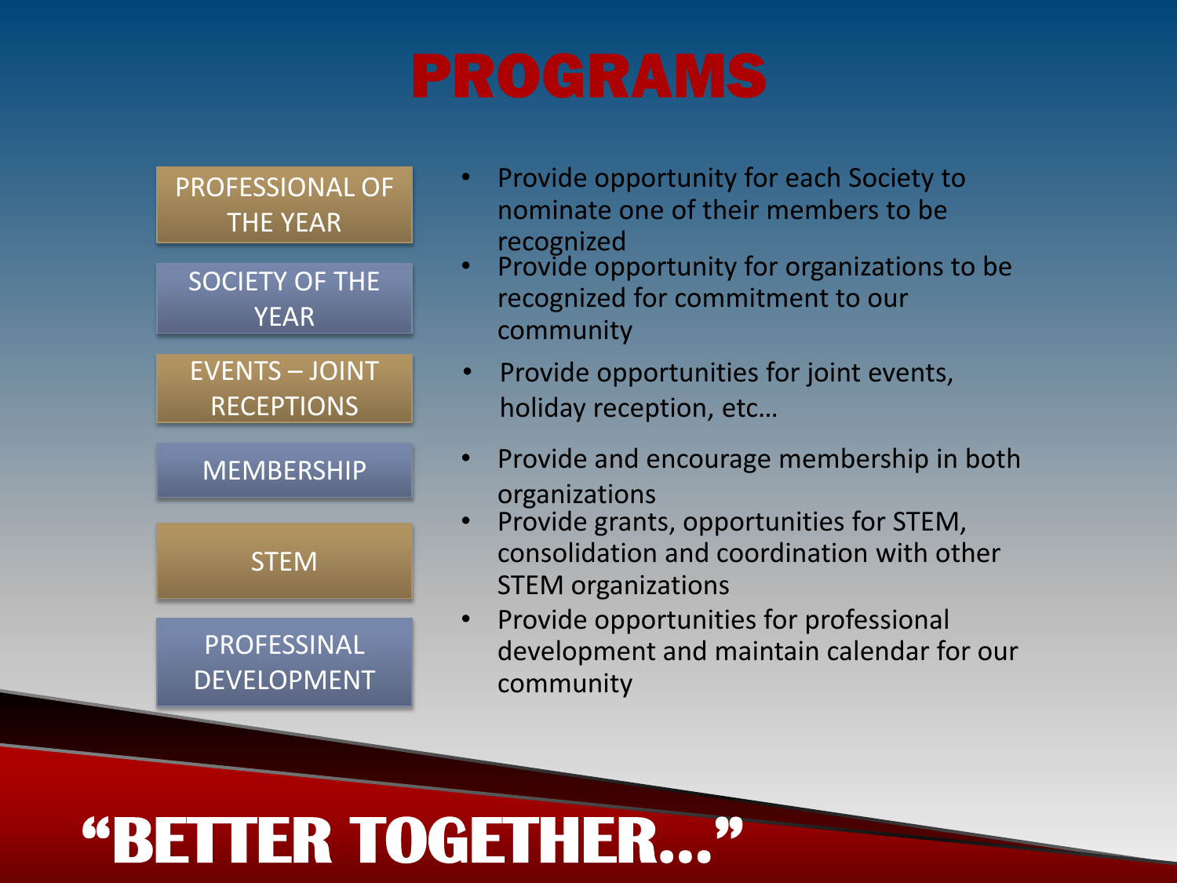# PROGRAMS

| | |
|---|---|
| PROFESSIONAL OF THE YEAR | • Provide opportunity for each Society to nominate one of their members to be recognized |
| SOCIETY OF THE YEAR | • Provide opportunity for organizations to be recognized for commitment to our community |
| EVENTS – JOINT RECEPTIONS | • Provide opportunities for joint events, holiday reception, etc… |
| MEMBERSHIP | • Provide and encourage membership in both organizations |
| STEM | • Provide grants, opportunities for STEM, consolidation and coordination with other STEM organizations |
| PROFESSINAL DEVELOPMENT | • Provide opportunities for professional development and maintain calendar for our community |

**"BETTER TOGETHER…"**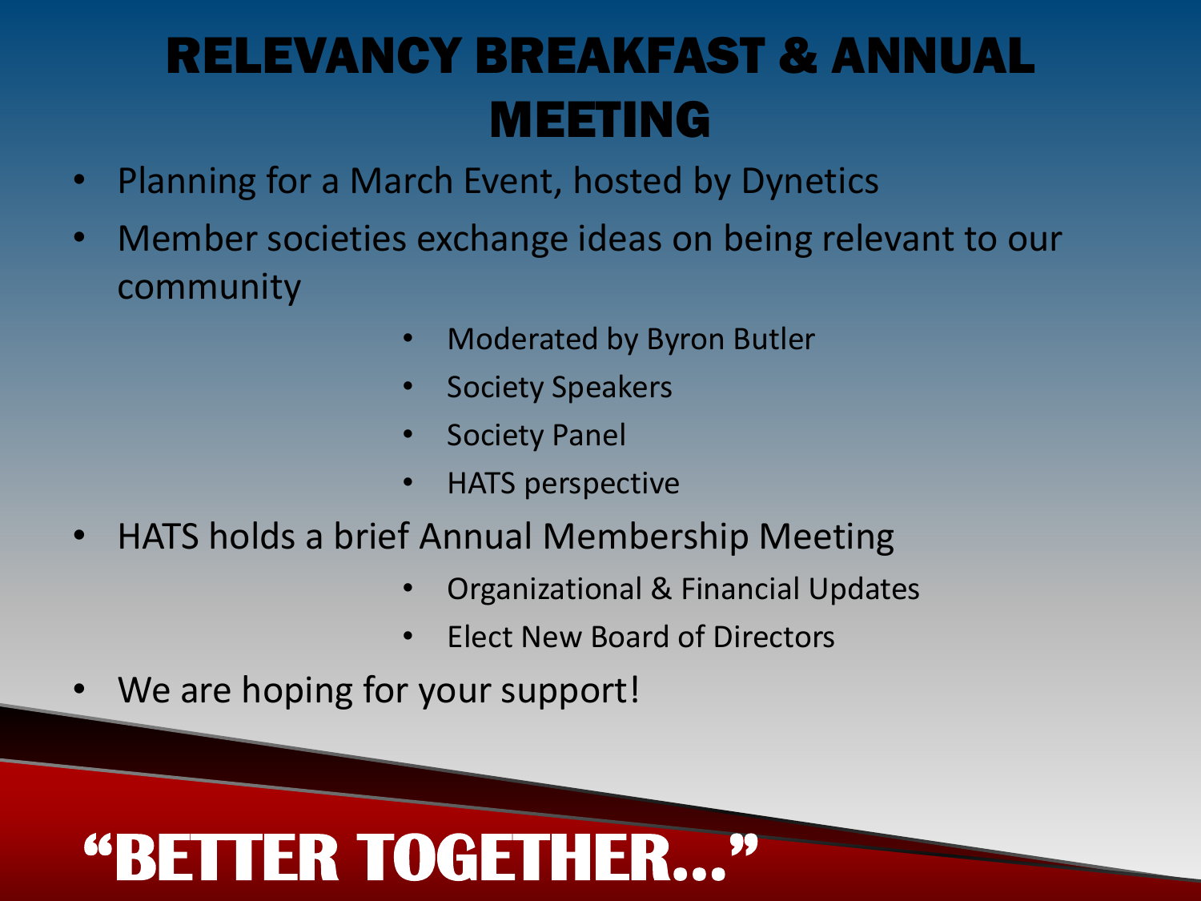# RELEVANCY BREAKFAST & ANNUAL MEETING

- Planning for a March Event, hosted by Dynetics
- Member societies exchange ideas on being relevant to our community
  - Moderated by Byron Butler
  - Society Speakers
  - Society Panel
  - HATS perspective
- HATS holds a brief Annual Membership Meeting
  - Organizational & Financial Updates
  - Elect New Board of Directors
- We are hoping for your support!

**"BETTER TOGETHER..."**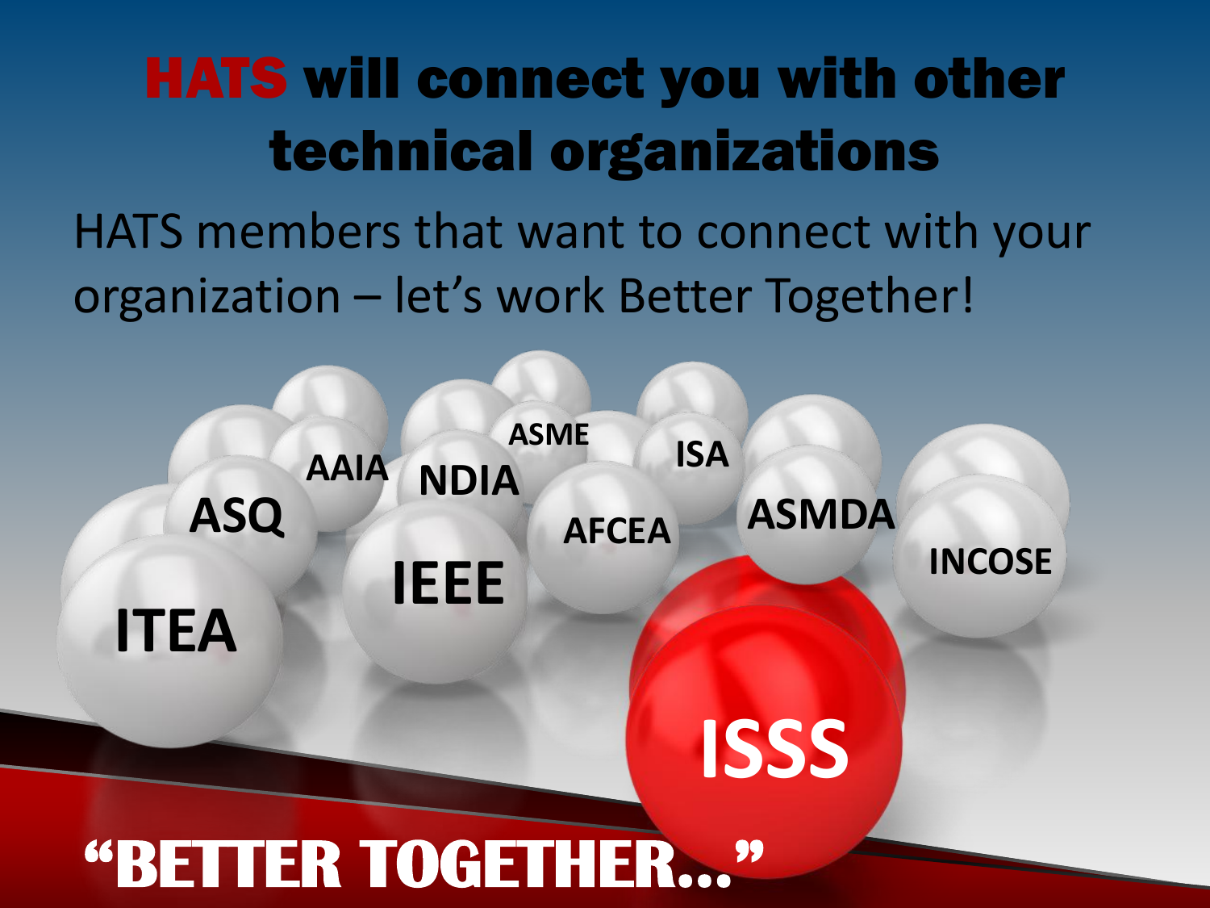# HATS will connect you with other technical organizations

HATS members that want to connect with your organization – let's work Better Together!

ASME

AAIA NDIA ISA

ASQ ASMDA

AFCEA INCOSE

IEEE

ITEA

ISSS

**"BETTER TOGETHER…"**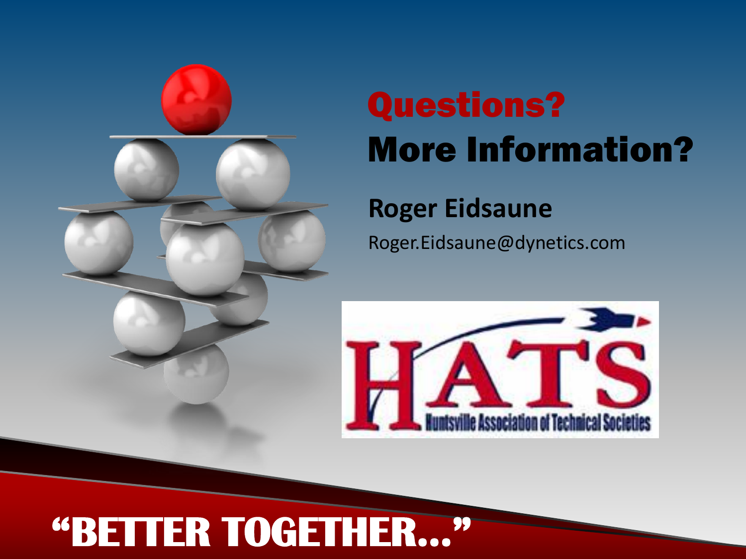# Questions?
# More Information?

**Roger Eidsaune**

Roger.Eidsaune@dynetics.com

HATS

Huntsville Association of Technical Societies

**"BETTER TOGETHER..."**